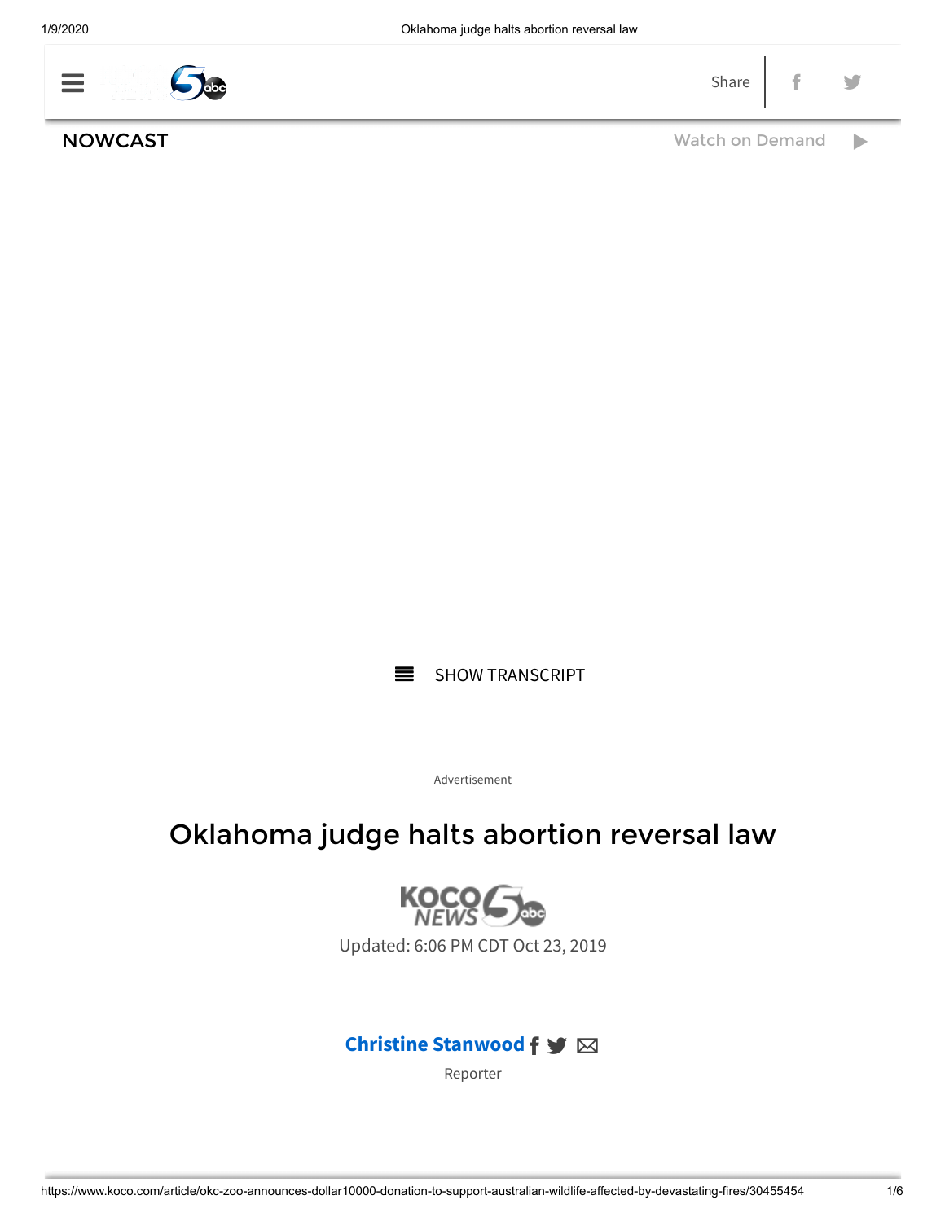NOWCAST

Watch on Demand

SHOW TRANSCRIPT

Advertisement

# Oklahoma judge halts abortion reversal law

Updated: 6:06 PM CDT Oct 23, 2019

**Christine Stanwood**

Reporter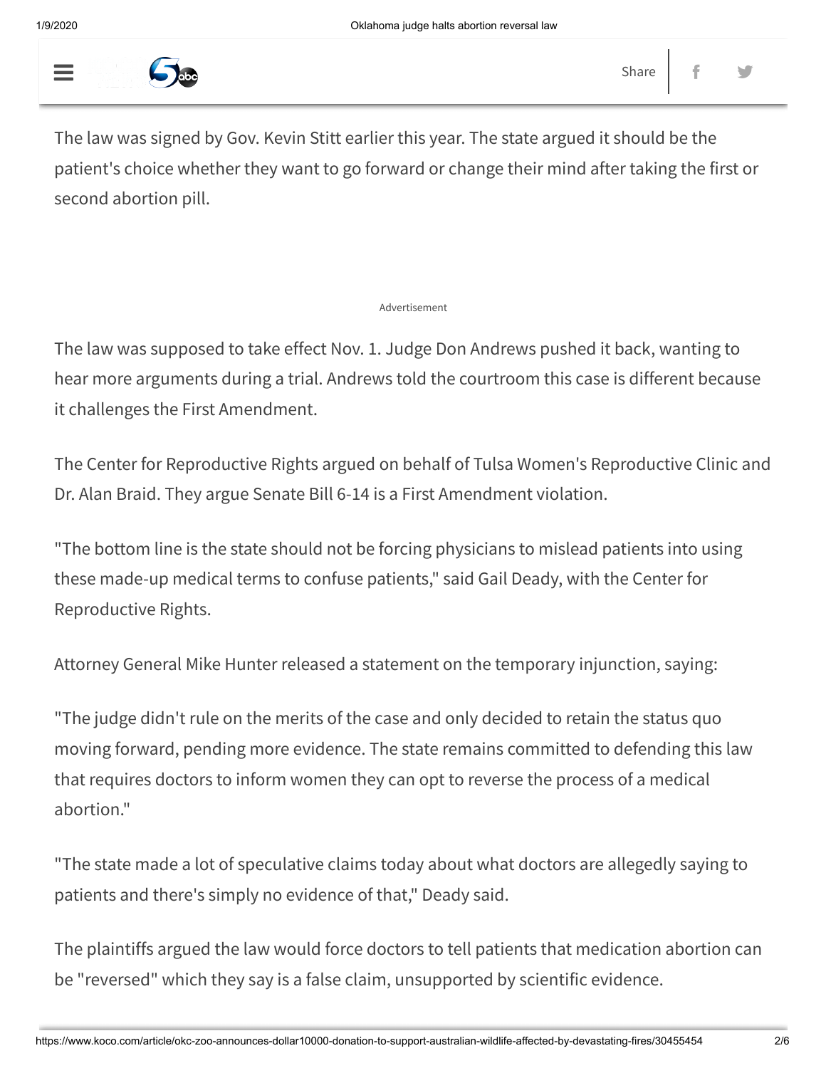The law was signed by Gov. Kevin Stitt earlier this year. The state argued it should be the patient's choice whether they want to go forward or change their mind after taking the first or second abortion pill.

The law was supposed to take effect Nov. 1. Judge Don Andrews pushed it back, wanting to hear more arguments during a trial. Andrews told the courtroom this case is different because it challenges the First Amendment.

The Center for Reproductive Rights argued on behalf of Tulsa Women's Reproductive Clinic and Dr. Alan Braid. They argue Senate Bill 6-14 is a First Amendment violation.

"The bottom line is the state should not be forcing physicians to mislead patients into using these made-up medical terms to confuse patients," said Gail Deady, with the Center for Reproductive Rights.

Attorney General Mike Hunter released a statement on the temporary injunction, saying:

"The judge didn't rule on the merits of the case and only decided to retain the status quo moving forward, pending more evidence. The state remains committed to defending this law that requires doctors to inform women they can opt to reverse the process of a medical abortion."

"The state made a lot of speculative claims today about what doctors are allegedly saying to patients and there's simply no evidence of that," Deady said.

The plaintiffs argued the law would force doctors to tell patients that medication abortion can be "reversed" which they say is a false claim, unsupported by scientific evidence.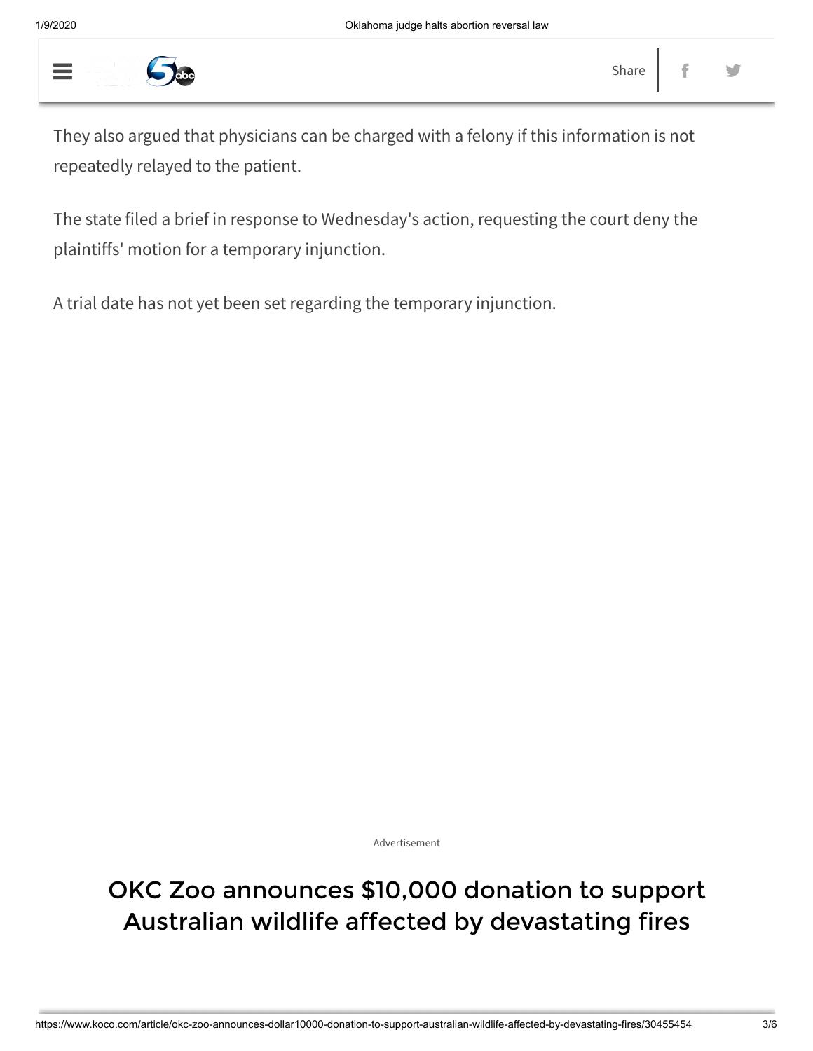They also argued that physicians can be charged with a felony if this information is not repeatedly relayed to the patient.

The state filed a brief in response to Wednesday's action, requesting the court deny the plaintiffs' motion for a temporary injunction.

A trial date has not yet been set regarding the temporary injunction.

Advertisement

## OKC Zoo announces $10,000 donation to support Australian wildlife affected by devastating fires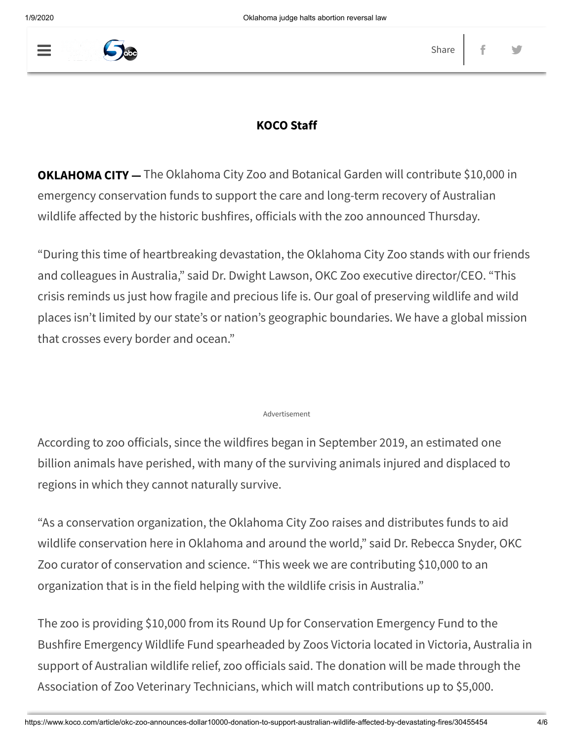**KOCO Staff**

**OKLAHOMA CITY —** The Oklahoma City Zoo and Botanical Garden will contribute $10,000 in emergency conservation funds to support the care and long-term recovery of Australian wildlife affected by the historic bushfires, officials with the zoo announced Thursday.

"During this time of heartbreaking devastation, the Oklahoma City Zoo stands with our friends and colleagues in Australia," said Dr. Dwight Lawson, OKC Zoo executive director/CEO. "This crisis reminds us just how fragile and precious life is. Our goal of preserving wildlife and wild places isn't limited by our state's or nation's geographic boundaries. We have a global mission that crosses every border and ocean."

According to zoo officials, since the wildfires began in September 2019, an estimated one billion animals have perished, with many of the surviving animals injured and displaced to regions in which they cannot naturally survive.

"As a conservation organization, the Oklahoma City Zoo raises and distributes funds to aid wildlife conservation here in Oklahoma and around the world," said Dr. Rebecca Snyder, OKC Zoo curator of conservation and science. "This week we are contributing $10,000 to an organization that is in the field helping with the wildlife crisis in Australia."

The zoo is providing $10,000 from its Round Up for Conservation Emergency Fund to the Bushfire Emergency Wildlife Fund spearheaded by Zoos Victoria located in Victoria, Australia in support of Australian wildlife relief, zoo officials said. The donation will be made through the Association of Zoo Veterinary Technicians, which will match contributions up to $5,000.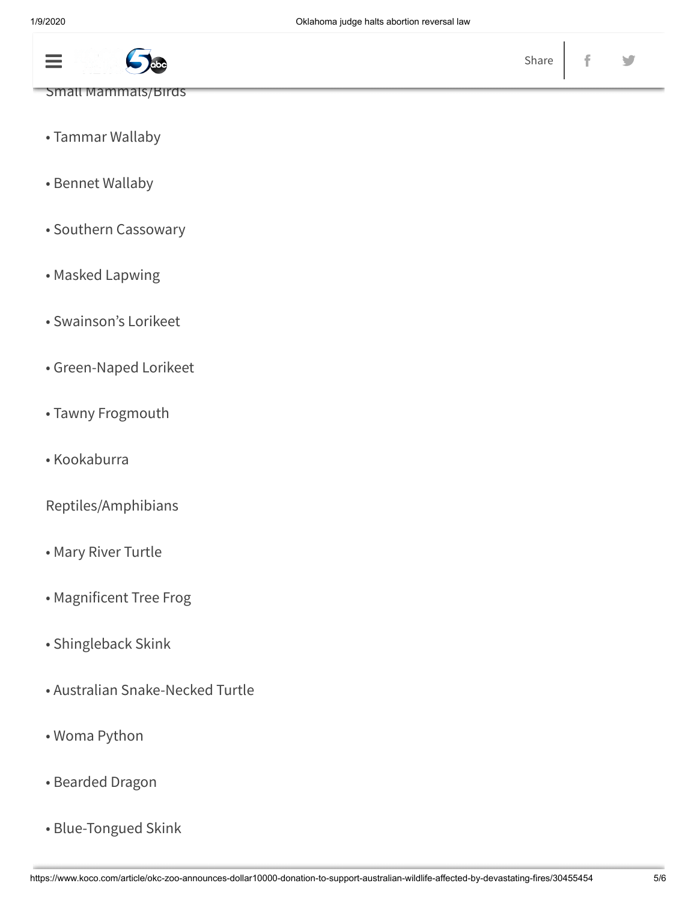Small Mammals/Birds

- Tammar Wallaby
- Bennet Wallaby
- Southern Cassowary
- Masked Lapwing
- Swainson's Lorikeet
- Green-Naped Lorikeet
- Tawny Frogmouth
- Kookaburra

Reptiles/Amphibians

- Mary River Turtle
- Magnificent Tree Frog
- Shingleback Skink
- Australian Snake-Necked Turtle
- Woma Python
- Bearded Dragon
- Blue-Tongued Skink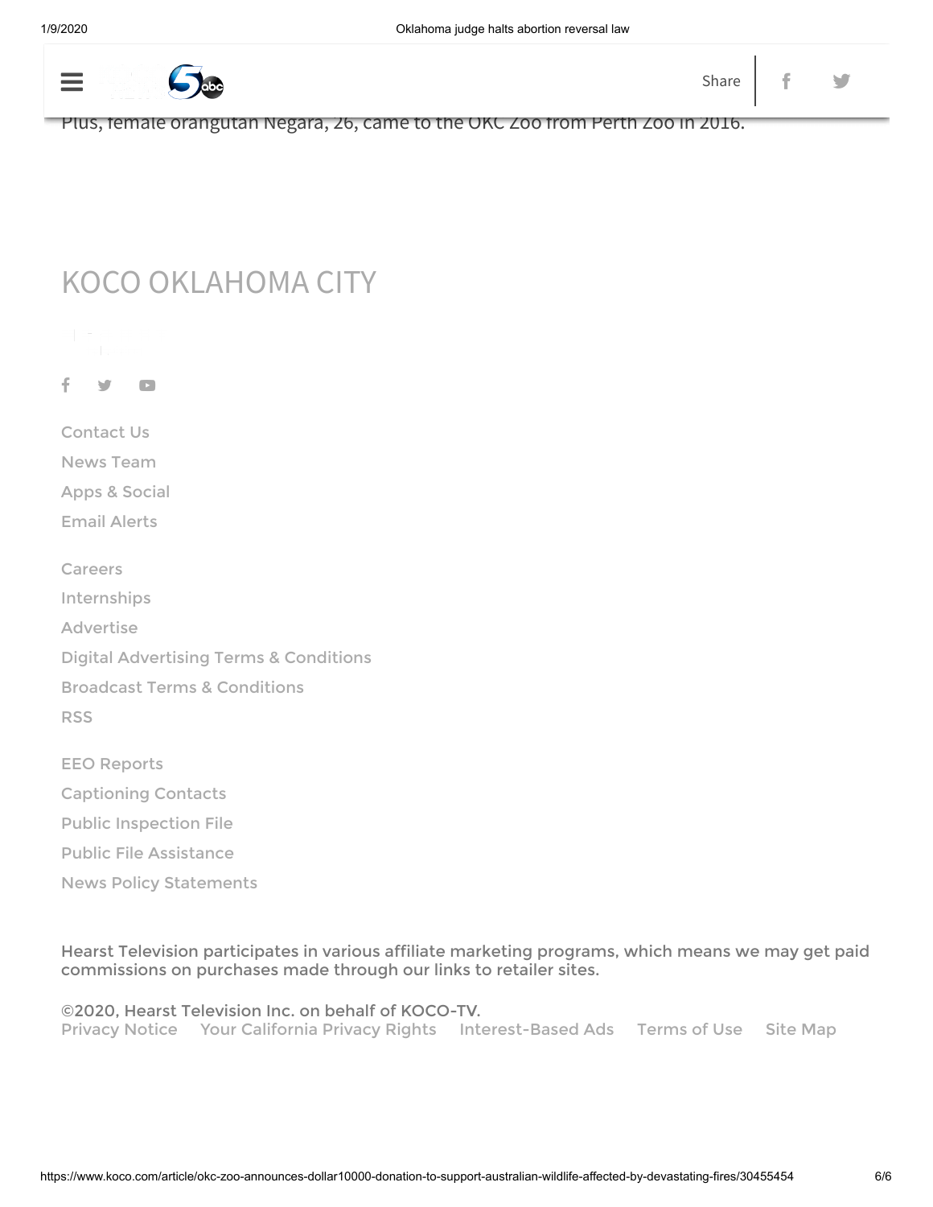Plus, female orangutan Negara, 26, came to the OKC Zoo from Perth Zoo in 2016.

# KOCO OKLAHOMA CITY

Contact Us

News Team

Apps & Social

Email Alerts

Careers

Internships

Advertise

Digital Advertising Terms & Conditions

Broadcast Terms & Conditions

RSS

EEO Reports

Captioning Contacts

Public Inspection File

Public File Assistance

News Policy Statements

Hearst Television participates in various affiliate marketing programs, which means we may get paid commissions on purchases made through our links to retailer sites.

©2020, Hearst Television Inc. on behalf of KOCO-TV.

Privacy Notice Your California Privacy Rights Interest-Based Ads Terms of Use Site Map